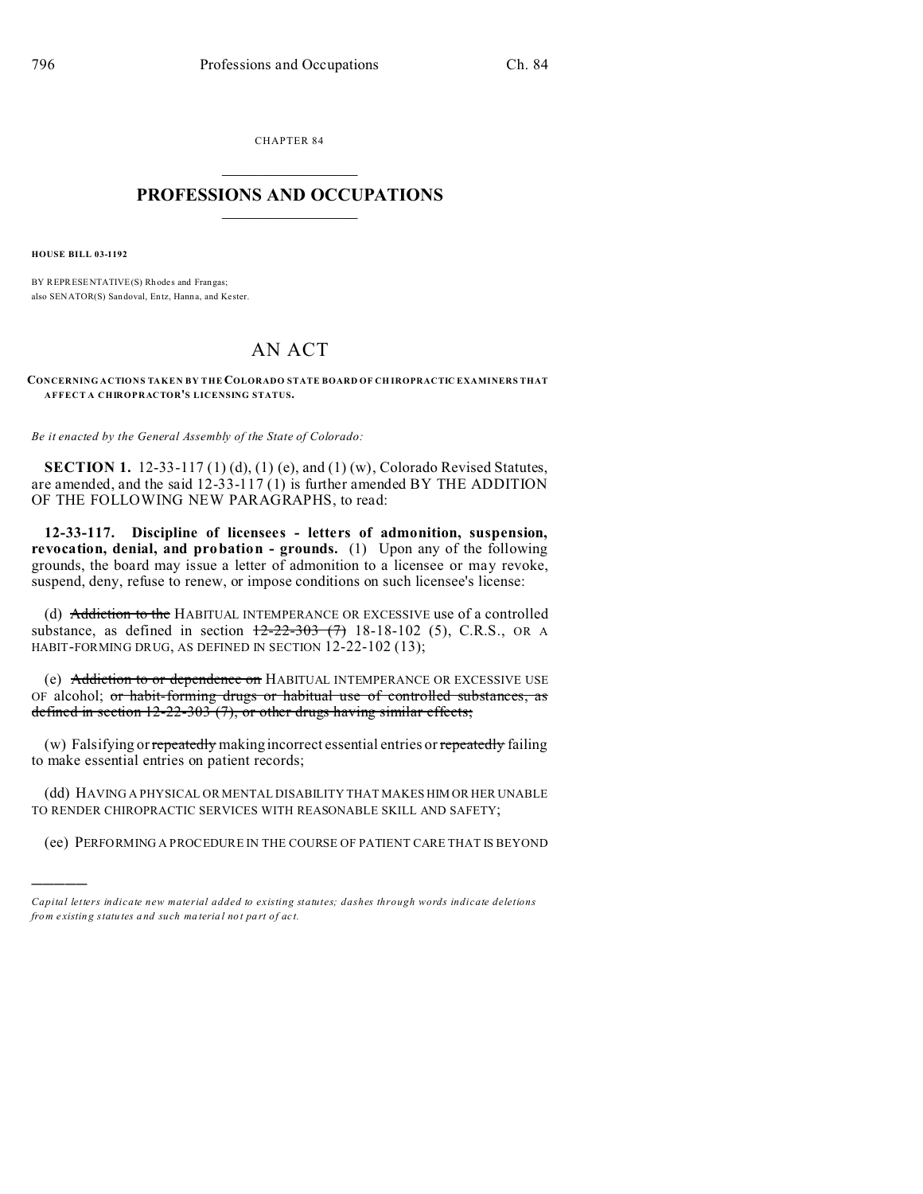CHAPTER 84

# PROFESSIONS AND OCCUPATIONS

**HOUSE BILL 03-1192**

BY REPRESENTATIVE(S) Rhodes and Frangas;
also SENATOR(S) Sandoval, Entz, Hanna, and Kester.

# AN ACT

**CONCERNING ACTIONS TAKEN BY THE COLORADO STATE BOARD OF CHIROPRACTIC EXAMINERS THAT AFFECT A CHIROPRACTOR'S LICENSING STATUS.**

*Be it enacted by the General Assembly of the State of Colorado:*

**SECTION 1.** 12-33-117 (1) (d), (1) (e), and (1) (w), Colorado Revised Statutes, are amended, and the said 12-33-117 (1) is further amended BY THE ADDITION OF THE FOLLOWING NEW PARAGRAPHS, to read:

**12-33-117. Discipline of licensees - letters of admonition, suspension, revocation, denial, and probation - grounds.** (1) Upon any of the following grounds, the board may issue a letter of admonition to a licensee or may revoke, suspend, deny, refuse to renew, or impose conditions on such licensee's license:

(d) ~~Addiction to the~~ HABITUAL INTEMPERANCE OR EXCESSIVE use of a controlled substance, as defined in section ~~12-22-303 (7)~~ 18-18-102 (5), C.R.S., OR A HABIT-FORMING DRUG, AS DEFINED IN SECTION 12-22-102 (13);

(e) ~~Addiction to or dependence on~~ HABITUAL INTEMPERANCE OR EXCESSIVE USE OF alcohol; ~~or habit-forming drugs or habitual use of controlled substances, as defined in section 12-22-303 (7), or other drugs having similar effects;~~

(w) Falsifying or ~~repeatedly~~ making incorrect essential entries or ~~repeatedly~~ failing to make essential entries on patient records;

(dd) HAVING A PHYSICAL OR MENTAL DISABILITY THAT MAKES HIM OR HER UNABLE TO RENDER CHIROPRACTIC SERVICES WITH REASONABLE SKILL AND SAFETY;

(ee) PERFORMING A PROCEDURE IN THE COURSE OF PATIENT CARE THAT IS BEYOND

---

*Capital letters indicate new material added to existing statutes; dashes through words indicate deletions from existing statutes and such material not part of act.*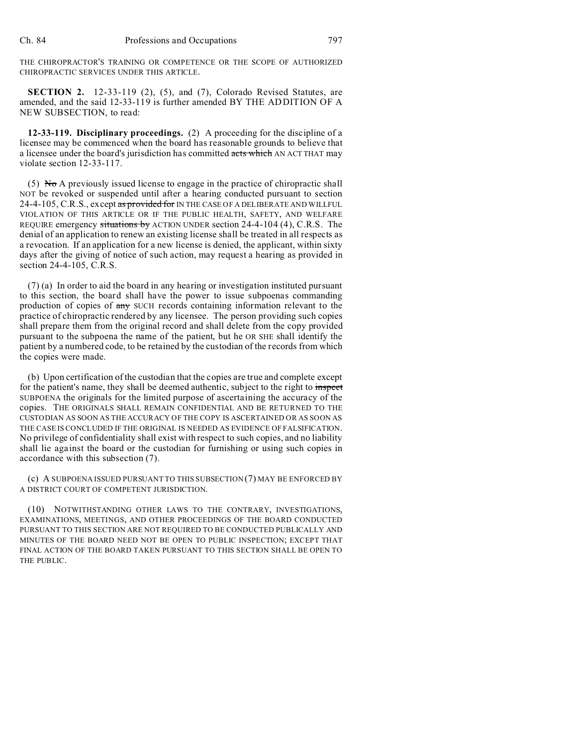THE CHIROPRACTOR'S TRAINING OR COMPETENCE OR THE SCOPE OF AUTHORIZED CHIROPRACTIC SERVICES UNDER THIS ARTICLE.

**SECTION 2.** 12-33-119 (2), (5), and (7), Colorado Revised Statutes, are amended, and the said 12-33-119 is further amended BY THE ADDITION OF A NEW SUBSECTION, to read:

**12-33-119. Disciplinary proceedings.** (2) A proceeding for the discipline of a licensee may be commenced when the board has reasonable grounds to believe that a licensee under the board's jurisdiction has committed ~~acts which~~ AN ACT THAT may violate section 12-33-117.

(5) ~~No~~ A previously issued license to engage in the practice of chiropractic shall NOT be revoked or suspended until after a hearing conducted pursuant to section 24-4-105, C.R.S., except ~~as provided for~~ IN THE CASE OF A DELIBERATE AND WILLFUL VIOLATION OF THIS ARTICLE OR IF THE PUBLIC HEALTH, SAFETY, AND WELFARE REQUIRE emergency ~~situations by~~ ACTION UNDER section 24-4-104 (4), C.R.S. The denial of an application to renew an existing license shall be treated in all respects as a revocation. If an application for a new license is denied, the applicant, within sixty days after the giving of notice of such action, may request a hearing as provided in section 24-4-105, C.R.S.

(7) (a) In order to aid the board in any hearing or investigation instituted pursuant to this section, the board shall have the power to issue subpoenas commanding production of copies of ~~any~~ SUCH records containing information relevant to the practice of chiropractic rendered by any licensee. The person providing such copies shall prepare them from the original record and shall delete from the copy provided pursuant to the subpoena the name of the patient, but he OR SHE shall identify the patient by a numbered code, to be retained by the custodian of the records from which the copies were made.

(b) Upon certification of the custodian that the copies are true and complete except for the patient's name, they shall be deemed authentic, subject to the right to ~~inspect~~ SUBPOENA the originals for the limited purpose of ascertaining the accuracy of the copies. THE ORIGINALS SHALL REMAIN CONFIDENTIAL AND BE RETURNED TO THE CUSTODIAN AS SOON AS THE ACCURACY OF THE COPY IS ASCERTAINED OR AS SOON AS THE CASE IS CONCLUDED IF THE ORIGINAL IS NEEDED AS EVIDENCE OF FALSIFICATION. No privilege of confidentiality shall exist with respect to such copies, and no liability shall lie against the board or the custodian for furnishing or using such copies in accordance with this subsection (7).

(c) A SUBPOENA ISSUED PURSUANT TO THIS SUBSECTION (7) MAY BE ENFORCED BY A DISTRICT COURT OF COMPETENT JURISDICTION.

(10) NOTWITHSTANDING OTHER LAWS TO THE CONTRARY, INVESTIGATIONS, EXAMINATIONS, MEETINGS, AND OTHER PROCEEDINGS OF THE BOARD CONDUCTED PURSUANT TO THIS SECTION ARE NOT REQUIRED TO BE CONDUCTED PUBLICALLY AND MINUTES OF THE BOARD NEED NOT BE OPEN TO PUBLIC INSPECTION; EXCEPT THAT FINAL ACTION OF THE BOARD TAKEN PURSUANT TO THIS SECTION SHALL BE OPEN TO THE PUBLIC.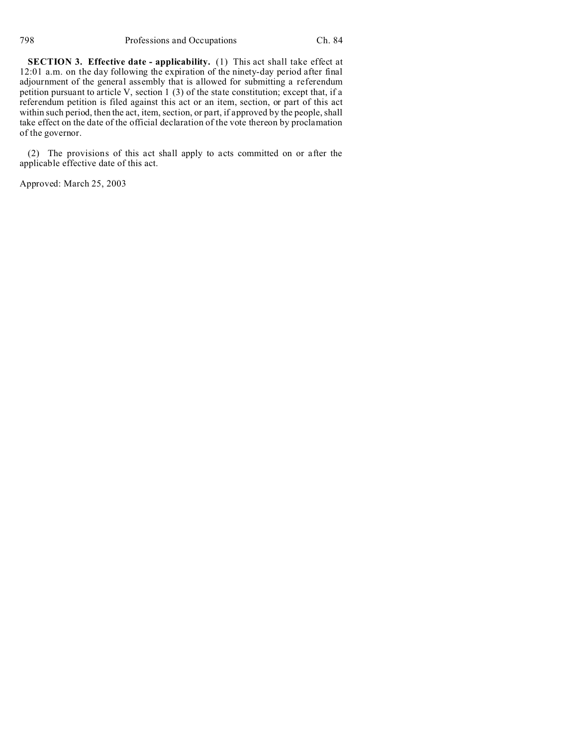**SECTION 3. Effective date - applicability.** (1) This act shall take effect at 12:01 a.m. on the day following the expiration of the ninety-day period after final adjournment of the general assembly that is allowed for submitting a referendum petition pursuant to article V, section 1 (3) of the state constitution; except that, if a referendum petition is filed against this act or an item, section, or part of this act within such period, then the act, item, section, or part, if approved by the people, shall take effect on the date of the official declaration of the vote thereon by proclamation of the governor.

(2) The provisions of this act shall apply to acts committed on or after the applicable effective date of this act.

Approved: March 25, 2003